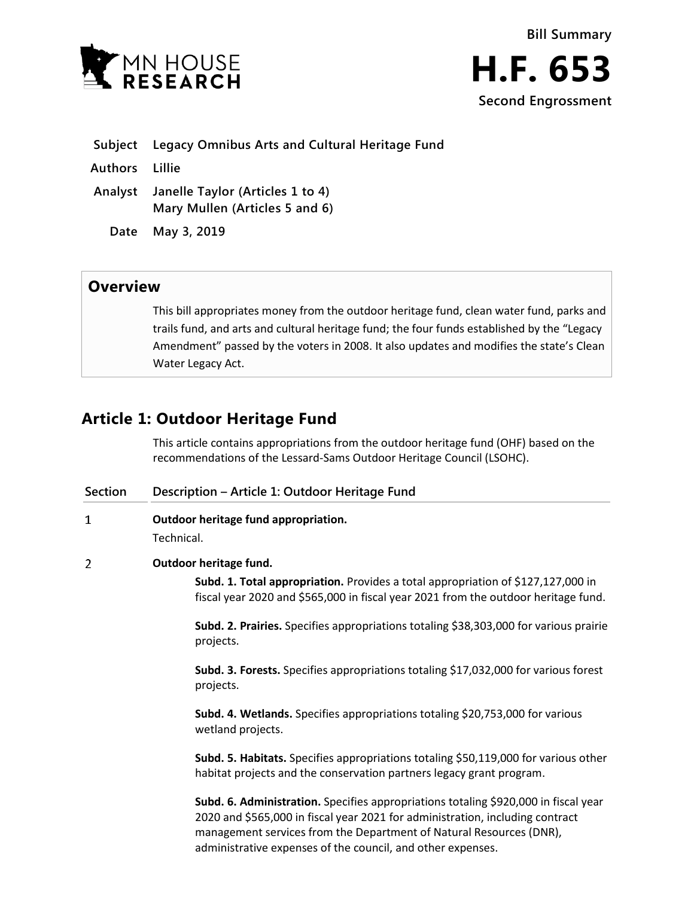MN HOUSE RESEARCH

**Bill Summary**

# H.F. 653

**Second Engrossment**

| | |
|---|---|
| **Subject** | **Legacy Omnibus Arts and Cultural Heritage Fund** |
| **Authors** | **Lillie** |
| **Analyst** | **Janelle Taylor (Articles 1 to 4)**<br>**Mary Mullen (Articles 5 and 6)** |
| **Date** | **May 3, 2019** |

## Overview

This bill appropriates money from the outdoor heritage fund, clean water fund, parks and trails fund, and arts and cultural heritage fund; the four funds established by the "Legacy Amendment" passed by the voters in 2008. It also updates and modifies the state's Clean Water Legacy Act.

## Article 1: Outdoor Heritage Fund

This article contains appropriations from the outdoor heritage fund (OHF) based on the recommendations of the Lessard-Sams Outdoor Heritage Council (LSOHC).

| Section | Description – Article 1: Outdoor Heritage Fund |
|---|---|
| 1 | **Outdoor heritage fund appropriation.**<br>Technical. |
| 2 | **Outdoor heritage fund.**<br>**Subd. 1. Total appropriation.** Provides a total appropriation of $127,127,000 in fiscal year 2020 and $565,000 in fiscal year 2021 from the outdoor heritage fund.<br>**Subd. 2. Prairies.** Specifies appropriations totaling $38,303,000 for various prairie projects.<br>**Subd. 3. Forests.** Specifies appropriations totaling $17,032,000 for various forest projects.<br>**Subd. 4. Wetlands.** Specifies appropriations totaling $20,753,000 for various wetland projects.<br>**Subd. 5. Habitats.** Specifies appropriations totaling $50,119,000 for various other habitat projects and the conservation partners legacy grant program.<br>**Subd. 6. Administration.** Specifies appropriations totaling $920,000 in fiscal year 2020 and $565,000 in fiscal year 2021 for administration, including contract management services from the Department of Natural Resources (DNR), administrative expenses of the council, and other expenses. |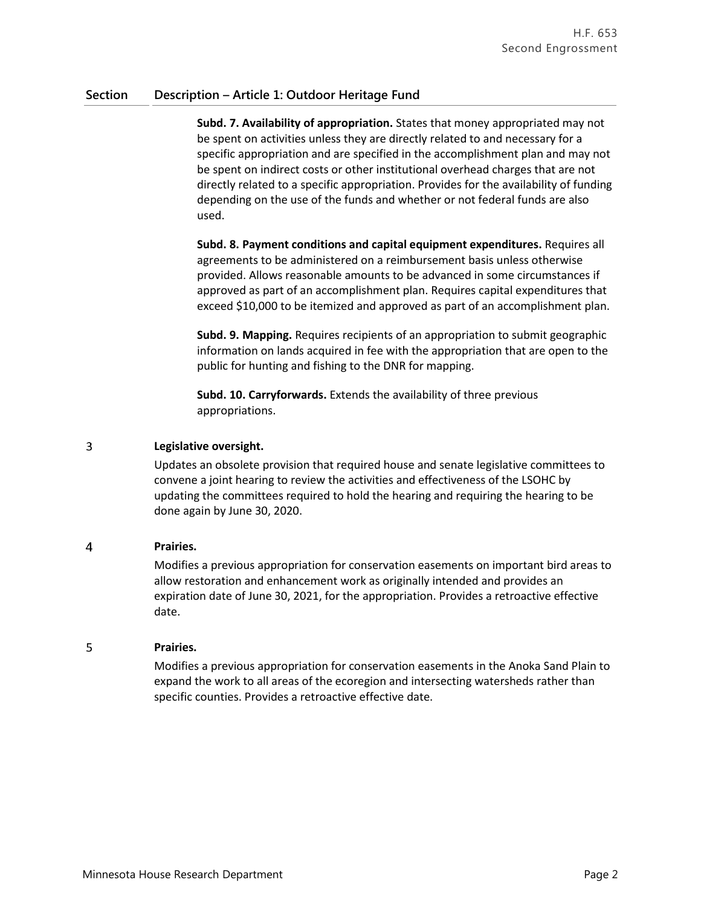| Section | Description – Article 1: Outdoor Heritage Fund |
|---|---|

**Subd. 7. Availability of appropriation.** States that money appropriated may not be spent on activities unless they are directly related to and necessary for a specific appropriation and are specified in the accomplishment plan and may not be spent on indirect costs or other institutional overhead charges that are not directly related to a specific appropriation. Provides for the availability of funding depending on the use of the funds and whether or not federal funds are also used.

**Subd. 8. Payment conditions and capital equipment expenditures.** Requires all agreements to be administered on a reimbursement basis unless otherwise provided. Allows reasonable amounts to be advanced in some circumstances if approved as part of an accomplishment plan. Requires capital expenditures that exceed $10,000 to be itemized and approved as part of an accomplishment plan.

**Subd. 9. Mapping.** Requires recipients of an appropriation to submit geographic information on lands acquired in fee with the appropriation that are open to the public for hunting and fishing to the DNR for mapping.

**Subd. 10. Carryforwards.** Extends the availability of three previous appropriations.

3 **Legislative oversight.**

Updates an obsolete provision that required house and senate legislative committees to convene a joint hearing to review the activities and effectiveness of the LSOHC by updating the committees required to hold the hearing and requiring the hearing to be done again by June 30, 2020.

4 **Prairies.**

Modifies a previous appropriation for conservation easements on important bird areas to allow restoration and enhancement work as originally intended and provides an expiration date of June 30, 2021, for the appropriation. Provides a retroactive effective date.

5 **Prairies.**

Modifies a previous appropriation for conservation easements in the Anoka Sand Plain to expand the work to all areas of the ecoregion and intersecting watersheds rather than specific counties. Provides a retroactive effective date.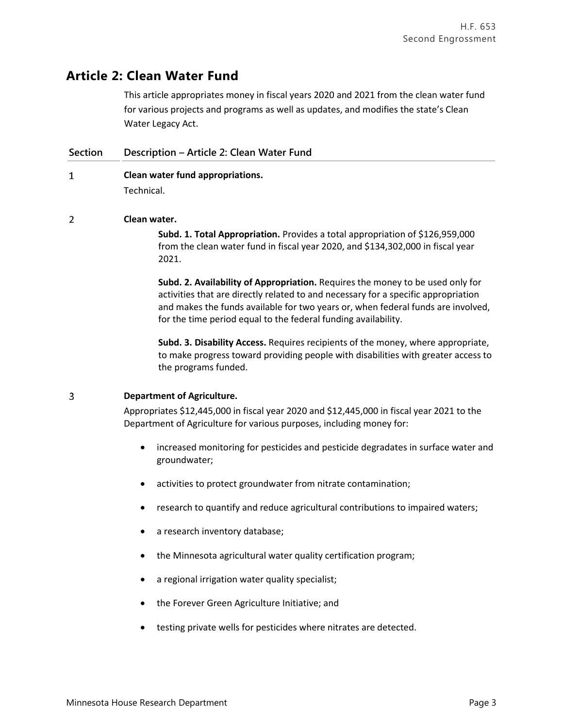## Article 2: Clean Water Fund

This article appropriates money in fiscal years 2020 and 2021 from the clean water fund for various projects and programs as well as updates, and modifies the state's Clean Water Legacy Act.

| Section | Description – Article 2: Clean Water Fund |
|---|---|
| 1 | **Clean water fund appropriations.**<br>Technical. |
| 2 | **Clean water.**<br>**Subd. 1. Total Appropriation.** Provides a total appropriation of $126,959,000 from the clean water fund in fiscal year 2020, and $134,302,000 in fiscal year 2021.<br>**Subd. 2. Availability of Appropriation.** Requires the money to be used only for activities that are directly related to and necessary for a specific appropriation and makes the funds available for two years or, when federal funds are involved, for the time period equal to the federal funding availability.<br>**Subd. 3. Disability Access.** Requires recipients of the money, where appropriate, to make progress toward providing people with disabilities with greater access to the programs funded. |
| 3 | **Department of Agriculture.**<br>Appropriates $12,445,000 in fiscal year 2020 and $12,445,000 in fiscal year 2021 to the Department of Agriculture for various purposes, including money for:<br>• increased monitoring for pesticides and pesticide degradates in surface water and groundwater;<br>• activities to protect groundwater from nitrate contamination;<br>• research to quantify and reduce agricultural contributions to impaired waters;<br>• a research inventory database;<br>• the Minnesota agricultural water quality certification program;<br>• a regional irrigation water quality specialist;<br>• the Forever Green Agriculture Initiative; and<br>• testing private wells for pesticides where nitrates are detected. |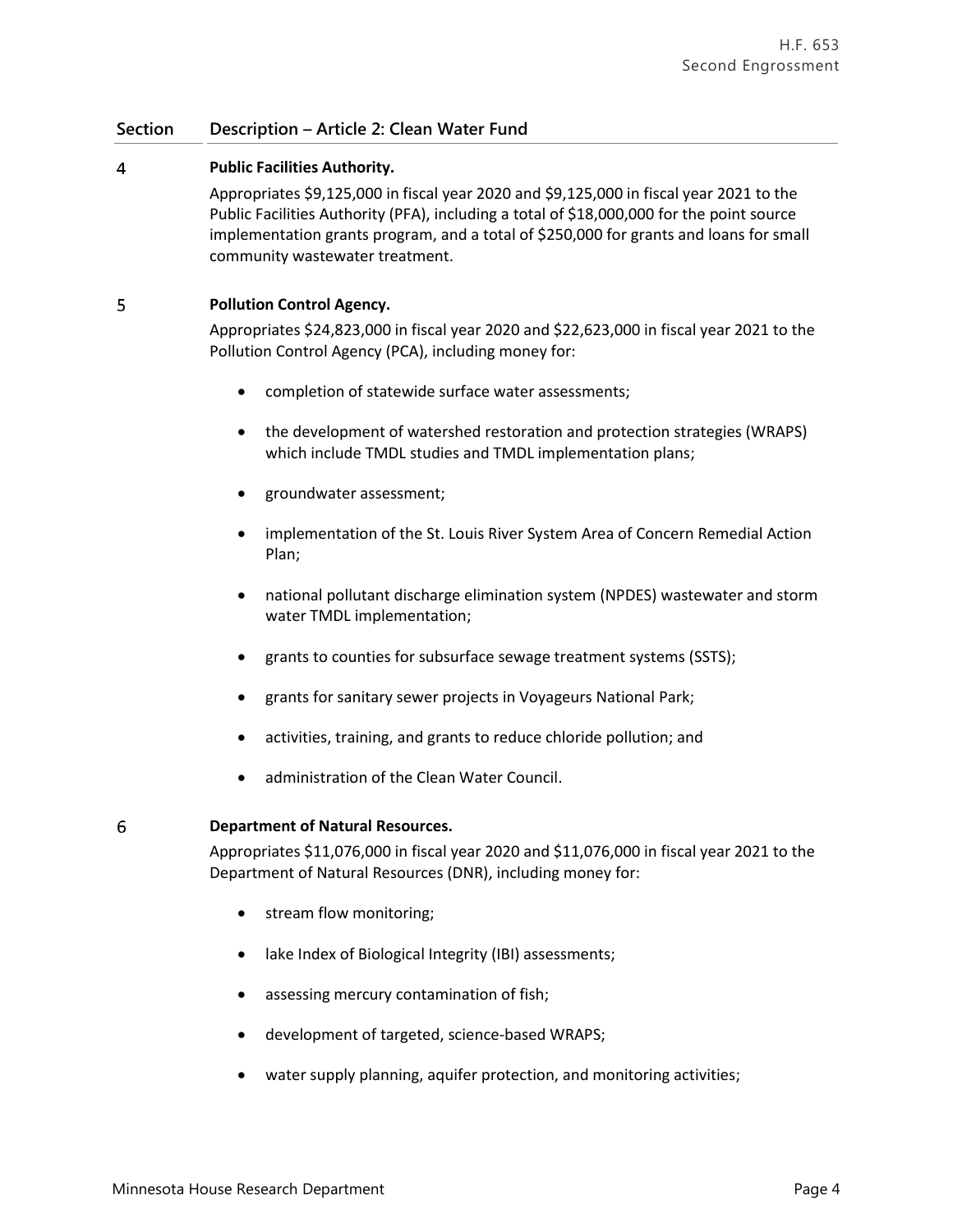| Section | Description – Article 2: Clean Water Fund |
|---|---|
| 4 | **Public Facilities Authority.** Appropriates $9,125,000 in fiscal year 2020 and $9,125,000 in fiscal year 2021 to the Public Facilities Authority (PFA), including a total of $18,000,000 for the point source implementation grants program, and a total of $250,000 for grants and loans for small community wastewater treatment. |
| 5 | **Pollution Control Agency.** Appropriates $24,823,000 in fiscal year 2020 and $22,623,000 in fiscal year 2021 to the Pollution Control Agency (PCA), including money for: <br>• completion of statewide surface water assessments; <br>• the development of watershed restoration and protection strategies (WRAPS) which include TMDL studies and TMDL implementation plans; <br>• groundwater assessment; <br>• implementation of the St. Louis River System Area of Concern Remedial Action Plan; <br>• national pollutant discharge elimination system (NPDES) wastewater and storm water TMDL implementation; <br>• grants to counties for subsurface sewage treatment systems (SSTS); <br>• grants for sanitary sewer projects in Voyageurs National Park; <br>• activities, training, and grants to reduce chloride pollution; and <br>• administration of the Clean Water Council. |
| 6 | **Department of Natural Resources.** Appropriates $11,076,000 in fiscal year 2020 and $11,076,000 in fiscal year 2021 to the Department of Natural Resources (DNR), including money for: <br>• stream flow monitoring; <br>• lake Index of Biological Integrity (IBI) assessments; <br>• assessing mercury contamination of fish; <br>• development of targeted, science-based WRAPS; <br>• water supply planning, aquifer protection, and monitoring activities; |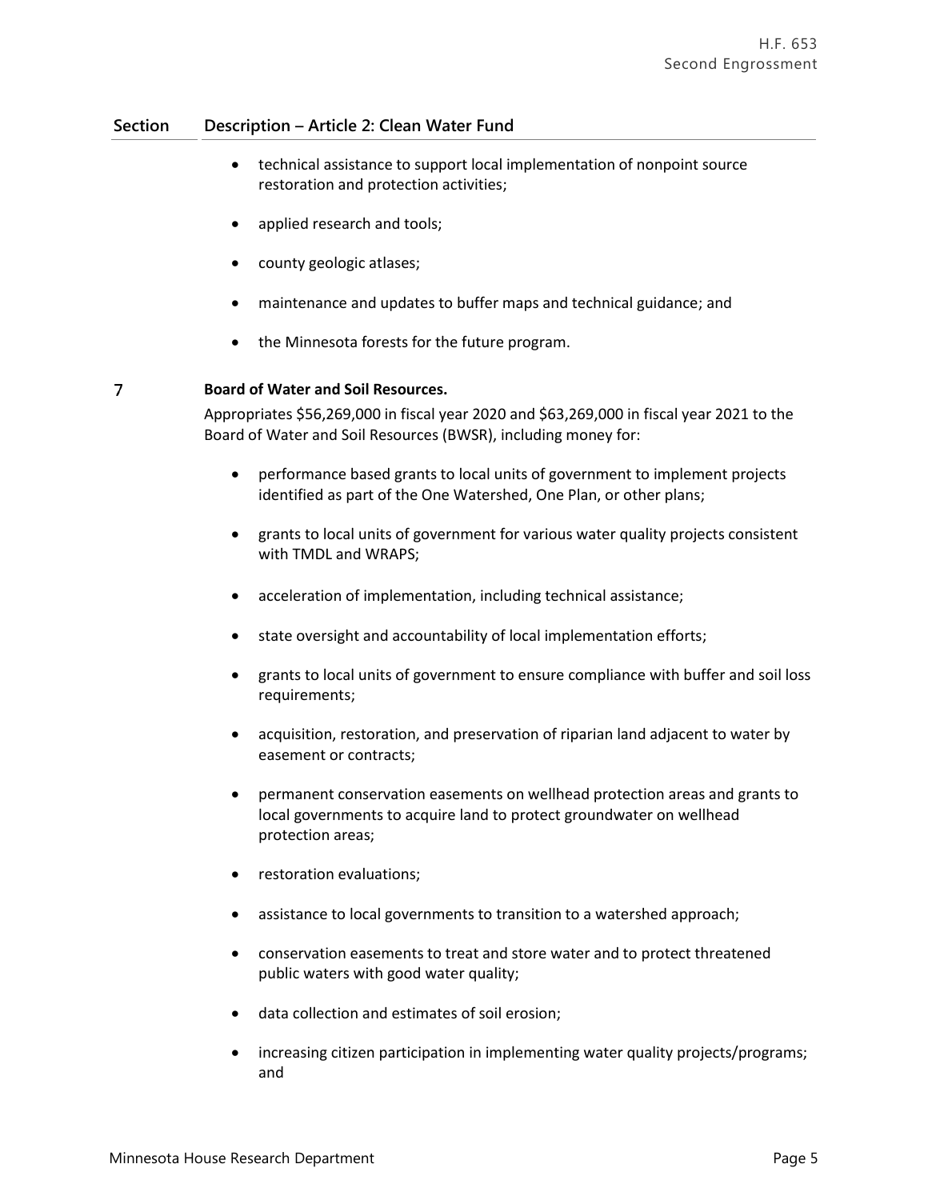| Section | Description – Article 2: Clean Water Fund |
|---|---|
| | - technical assistance to support local implementation of nonpoint source restoration and protection activities;<br>- applied research and tools;<br>- county geologic atlases;<br>- maintenance and updates to buffer maps and technical guidance; and<br>- the Minnesota forests for the future program. |
| 7 | **Board of Water and Soil Resources.**<br>Appropriates $56,269,000 in fiscal year 2020 and $63,269,000 in fiscal year 2021 to the Board of Water and Soil Resources (BWSR), including money for:<br>- performance based grants to local units of government to implement projects identified as part of the One Watershed, One Plan, or other plans;<br>- grants to local units of government for various water quality projects consistent with TMDL and WRAPS;<br>- acceleration of implementation, including technical assistance;<br>- state oversight and accountability of local implementation efforts;<br>- grants to local units of government to ensure compliance with buffer and soil loss requirements;<br>- acquisition, restoration, and preservation of riparian land adjacent to water by easement or contracts;<br>- permanent conservation easements on wellhead protection areas and grants to local governments to acquire land to protect groundwater on wellhead protection areas;<br>- restoration evaluations;<br>- assistance to local governments to transition to a watershed approach;<br>- conservation easements to treat and store water and to protect threatened public waters with good water quality;<br>- data collection and estimates of soil erosion;<br>- increasing citizen participation in implementing water quality projects/programs; and |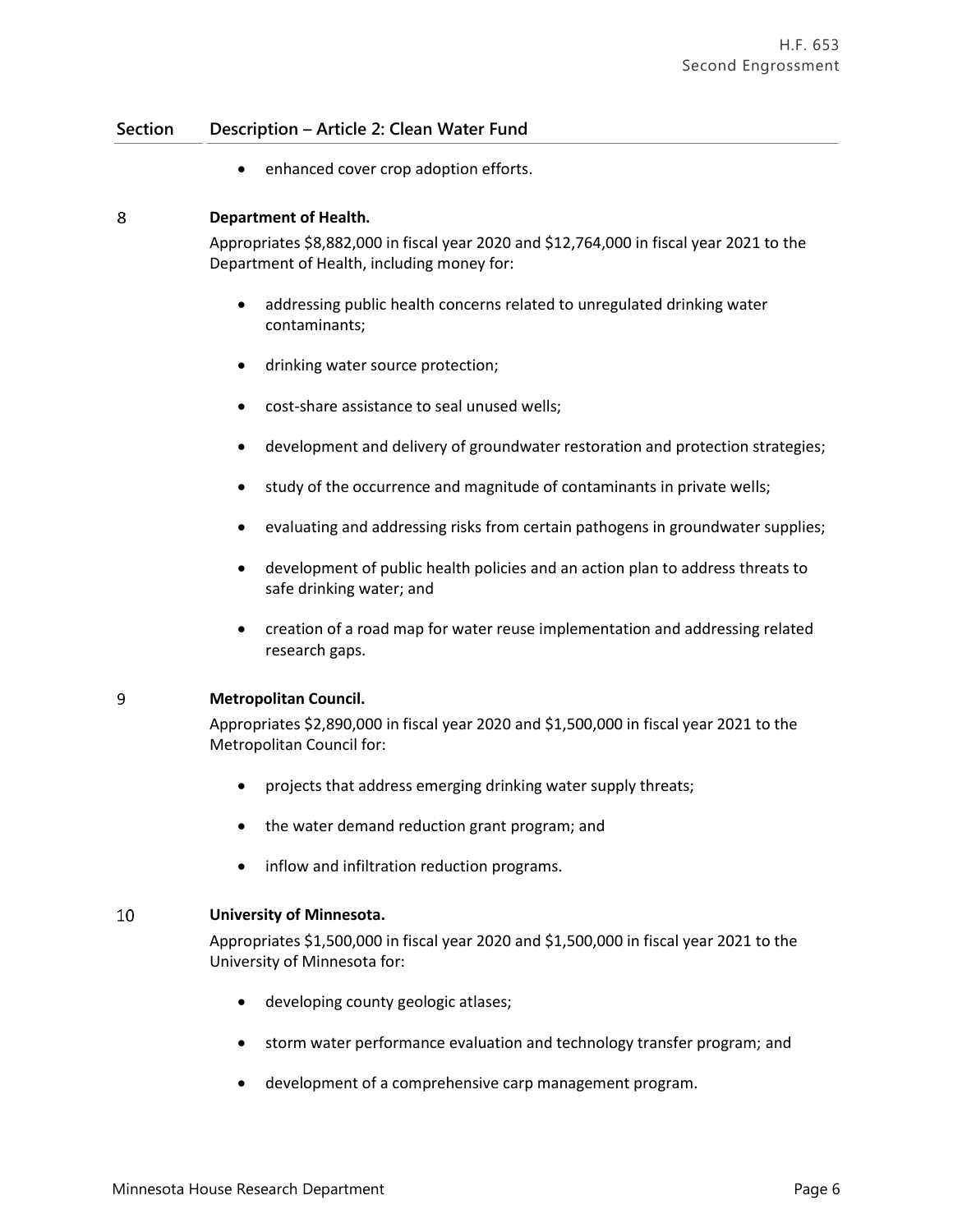| Section | Description – Article 2: Clean Water Fund |
|---|---|

- enhanced cover crop adoption efforts.

**8** **Department of Health.**

Appropriates $8,882,000 in fiscal year 2020 and $12,764,000 in fiscal year 2021 to the Department of Health, including money for:

- addressing public health concerns related to unregulated drinking water contaminants;
- drinking water source protection;
- cost-share assistance to seal unused wells;
- development and delivery of groundwater restoration and protection strategies;
- study of the occurrence and magnitude of contaminants in private wells;
- evaluating and addressing risks from certain pathogens in groundwater supplies;
- development of public health policies and an action plan to address threats to safe drinking water; and
- creation of a road map for water reuse implementation and addressing related research gaps.

**9** **Metropolitan Council.**

Appropriates $2,890,000 in fiscal year 2020 and $1,500,000 in fiscal year 2021 to the Metropolitan Council for:

- projects that address emerging drinking water supply threats;
- the water demand reduction grant program; and
- inflow and infiltration reduction programs.

**10** **University of Minnesota.**

Appropriates $1,500,000 in fiscal year 2020 and $1,500,000 in fiscal year 2021 to the University of Minnesota for:

- developing county geologic atlases;
- storm water performance evaluation and technology transfer program; and
- development of a comprehensive carp management program.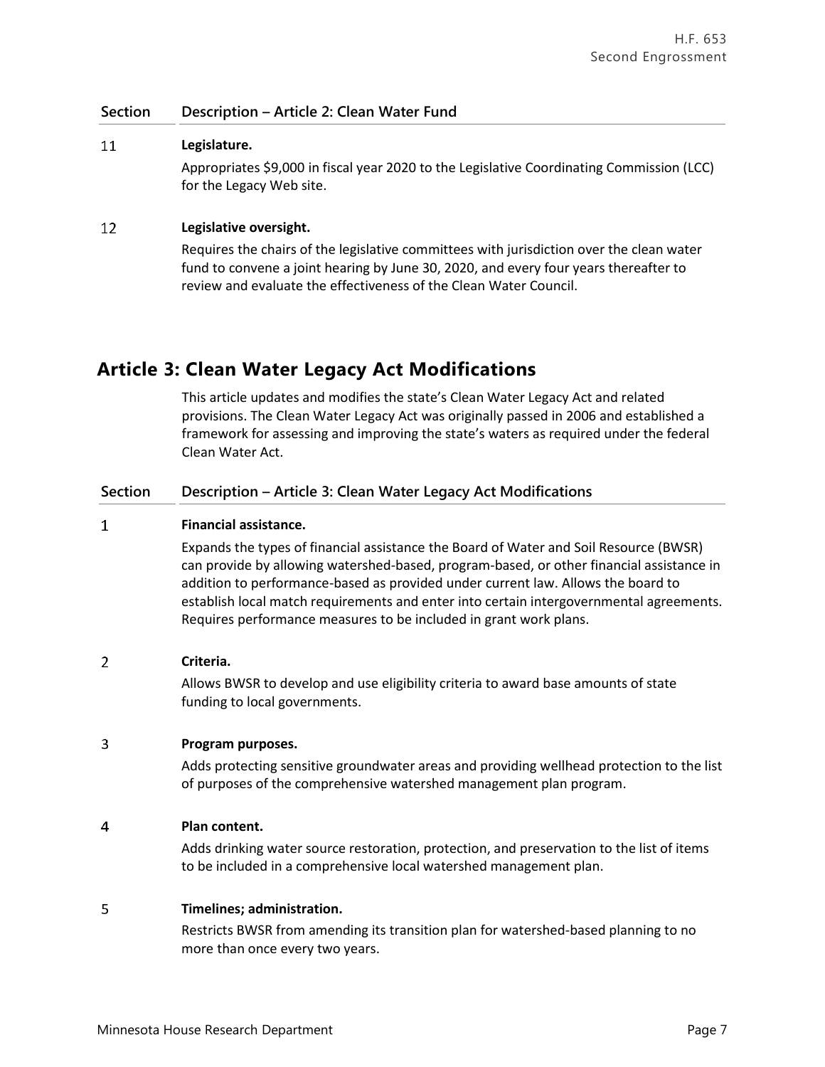| Section | Description – Article 2: Clean Water Fund |
|---|---|
| 11 | **Legislature.**<br>Appropriates $9,000 in fiscal year 2020 to the Legislative Coordinating Commission (LCC) for the Legacy Web site. |
| 12 | **Legislative oversight.**<br>Requires the chairs of the legislative committees with jurisdiction over the clean water fund to convene a joint hearing by June 30, 2020, and every four years thereafter to review and evaluate the effectiveness of the Clean Water Council. |

## Article 3: Clean Water Legacy Act Modifications

This article updates and modifies the state's Clean Water Legacy Act and related provisions. The Clean Water Legacy Act was originally passed in 2006 and established a framework for assessing and improving the state's waters as required under the federal Clean Water Act.

| Section | Description – Article 3: Clean Water Legacy Act Modifications |
|---|---|
| 1 | **Financial assistance.**<br>Expands the types of financial assistance the Board of Water and Soil Resource (BWSR) can provide by allowing watershed-based, program-based, or other financial assistance in addition to performance-based as provided under current law. Allows the board to establish local match requirements and enter into certain intergovernmental agreements. Requires performance measures to be included in grant work plans. |
| 2 | **Criteria.**<br>Allows BWSR to develop and use eligibility criteria to award base amounts of state funding to local governments. |
| 3 | **Program purposes.**<br>Adds protecting sensitive groundwater areas and providing wellhead protection to the list of purposes of the comprehensive watershed management plan program. |
| 4 | **Plan content.**<br>Adds drinking water source restoration, protection, and preservation to the list of items to be included in a comprehensive local watershed management plan. |
| 5 | **Timelines; administration.**<br>Restricts BWSR from amending its transition plan for watershed-based planning to no more than once every two years. |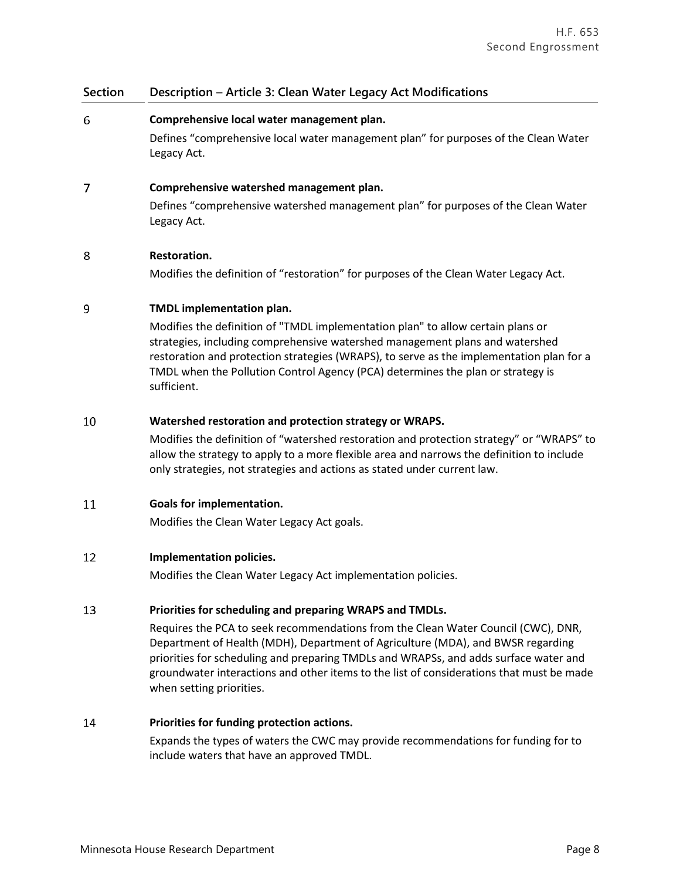| Section | Description – Article 3: Clean Water Legacy Act Modifications |
|---|---|
| 6 | **Comprehensive local water management plan.**<br>Defines "comprehensive local water management plan" for purposes of the Clean Water Legacy Act. |
| 7 | **Comprehensive watershed management plan.**<br>Defines "comprehensive watershed management plan" for purposes of the Clean Water Legacy Act. |
| 8 | **Restoration.**<br>Modifies the definition of "restoration" for purposes of the Clean Water Legacy Act. |
| 9 | **TMDL implementation plan.**<br>Modifies the definition of "TMDL implementation plan" to allow certain plans or strategies, including comprehensive watershed management plans and watershed restoration and protection strategies (WRAPS), to serve as the implementation plan for a TMDL when the Pollution Control Agency (PCA) determines the plan or strategy is sufficient. |
| 10 | **Watershed restoration and protection strategy or WRAPS.**<br>Modifies the definition of "watershed restoration and protection strategy" or "WRAPS" to allow the strategy to apply to a more flexible area and narrows the definition to include only strategies, not strategies and actions as stated under current law. |
| 11 | **Goals for implementation.**<br>Modifies the Clean Water Legacy Act goals. |
| 12 | **Implementation policies.**<br>Modifies the Clean Water Legacy Act implementation policies. |
| 13 | **Priorities for scheduling and preparing WRAPS and TMDLs.**<br>Requires the PCA to seek recommendations from the Clean Water Council (CWC), DNR, Department of Health (MDH), Department of Agriculture (MDA), and BWSR regarding priorities for scheduling and preparing TMDLs and WRAPSs, and adds surface water and groundwater interactions and other items to the list of considerations that must be made when setting priorities. |
| 14 | **Priorities for funding protection actions.**<br>Expands the types of waters the CWC may provide recommendations for funding for to include waters that have an approved TMDL. |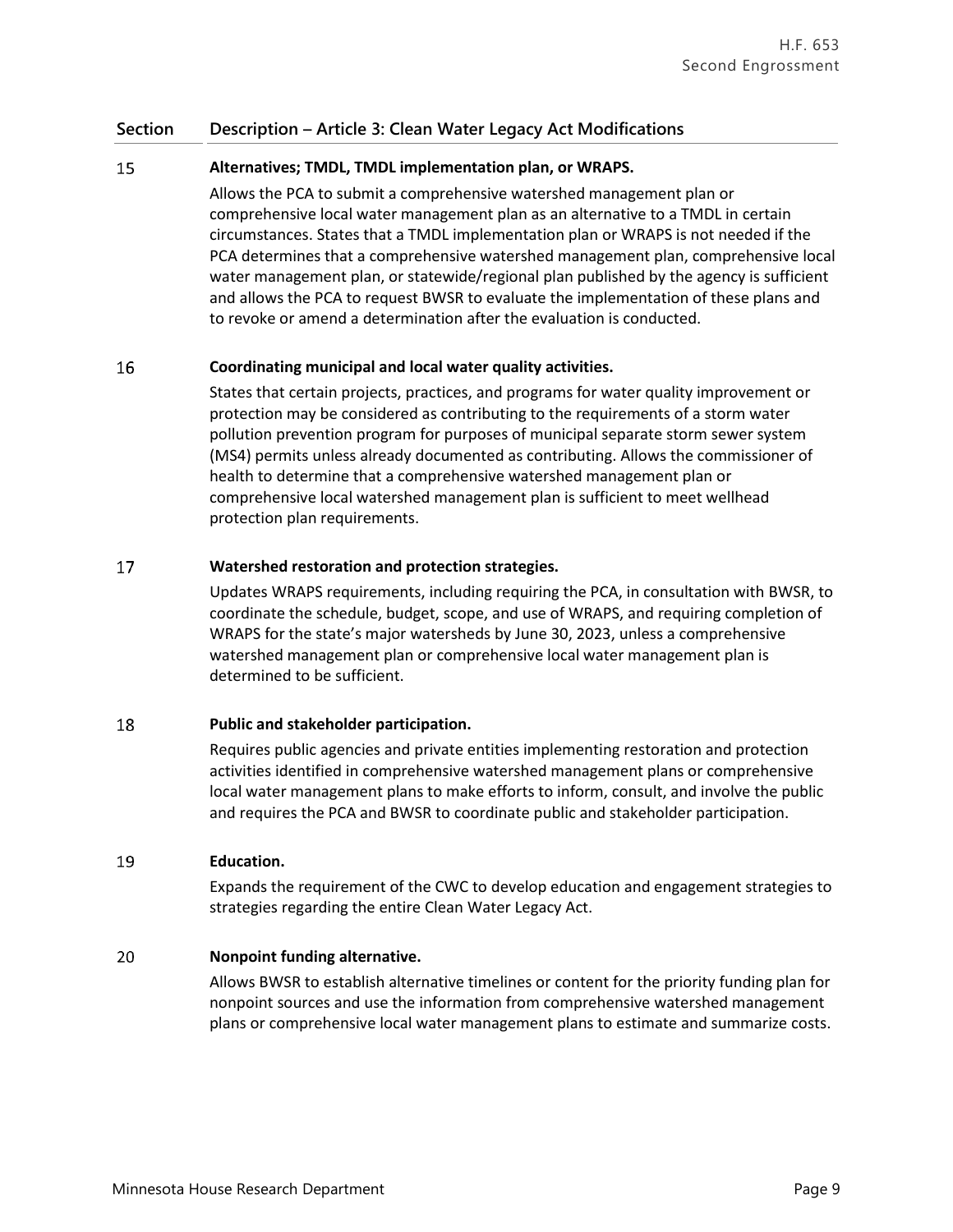| Section | Description – Article 3: Clean Water Legacy Act Modifications |
| --- | --- |
| 15 | **Alternatives; TMDL, TMDL implementation plan, or WRAPS.**<br><br>Allows the PCA to submit a comprehensive watershed management plan or comprehensive local water management plan as an alternative to a TMDL in certain circumstances. States that a TMDL implementation plan or WRAPS is not needed if the PCA determines that a comprehensive watershed management plan, comprehensive local water management plan, or statewide/regional plan published by the agency is sufficient and allows the PCA to request BWSR to evaluate the implementation of these plans and to revoke or amend a determination after the evaluation is conducted. |
| 16 | **Coordinating municipal and local water quality activities.**<br><br>States that certain projects, practices, and programs for water quality improvement or protection may be considered as contributing to the requirements of a storm water pollution prevention program for purposes of municipal separate storm sewer system (MS4) permits unless already documented as contributing. Allows the commissioner of health to determine that a comprehensive watershed management plan or comprehensive local watershed management plan is sufficient to meet wellhead protection plan requirements. |
| 17 | **Watershed restoration and protection strategies.**<br><br>Updates WRAPS requirements, including requiring the PCA, in consultation with BWSR, to coordinate the schedule, budget, scope, and use of WRAPS, and requiring completion of WRAPS for the state's major watersheds by June 30, 2023, unless a comprehensive watershed management plan or comprehensive local water management plan is determined to be sufficient. |
| 18 | **Public and stakeholder participation.**<br><br>Requires public agencies and private entities implementing restoration and protection activities identified in comprehensive watershed management plans or comprehensive local water management plans to make efforts to inform, consult, and involve the public and requires the PCA and BWSR to coordinate public and stakeholder participation. |
| 19 | **Education.**<br><br>Expands the requirement of the CWC to develop education and engagement strategies to strategies regarding the entire Clean Water Legacy Act. |
| 20 | **Nonpoint funding alternative.**<br><br>Allows BWSR to establish alternative timelines or content for the priority funding plan for nonpoint sources and use the information from comprehensive watershed management plans or comprehensive local water management plans to estimate and summarize costs. |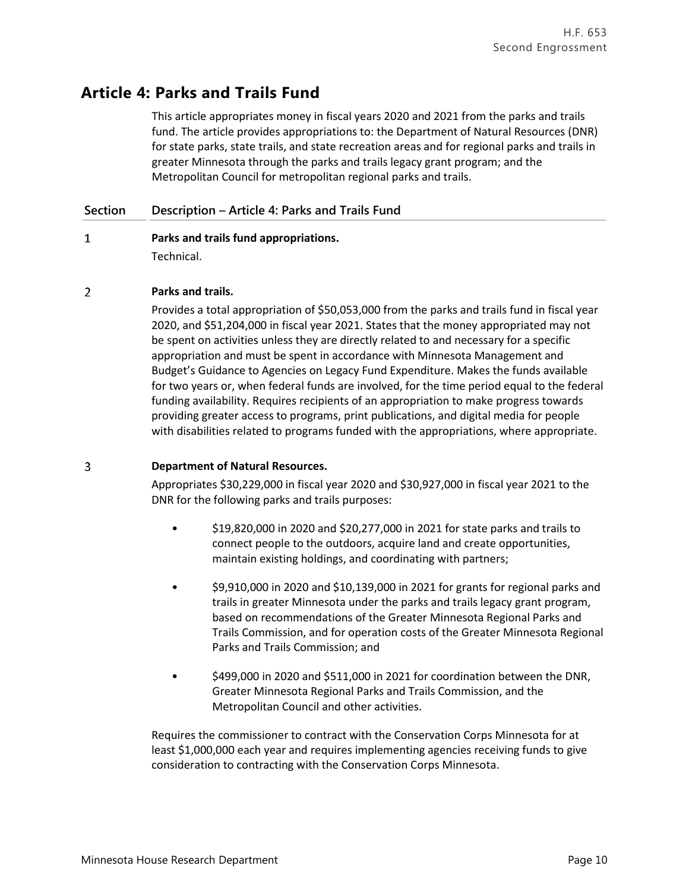## Article 4: Parks and Trails Fund

This article appropriates money in fiscal years 2020 and 2021 from the parks and trails fund. The article provides appropriations to: the Department of Natural Resources (DNR) for state parks, state trails, and state recreation areas and for regional parks and trails in greater Minnesota through the parks and trails legacy grant program; and the Metropolitan Council for metropolitan regional parks and trails.

| Section | Description – Article 4: Parks and Trails Fund |
|---|---|
| 1 | **Parks and trails fund appropriations.**<br>Technical. |
| 2 | **Parks and trails.**<br>Provides a total appropriation of $50,053,000 from the parks and trails fund in fiscal year 2020, and $51,204,000 in fiscal year 2021. States that the money appropriated may not be spent on activities unless they are directly related to and necessary for a specific appropriation and must be spent in accordance with Minnesota Management and Budget's Guidance to Agencies on Legacy Fund Expenditure. Makes the funds available for two years or, when federal funds are involved, for the time period equal to the federal funding availability. Requires recipients of an appropriation to make progress towards providing greater access to programs, print publications, and digital media for people with disabilities related to programs funded with the appropriations, where appropriate. |
| 3 | **Department of Natural Resources.**<br>Appropriates $30,229,000 in fiscal year 2020 and $30,927,000 in fiscal year 2021 to the DNR for the following parks and trails purposes:<br>• $19,820,000 in 2020 and $20,277,000 in 2021 for state parks and trails to connect people to the outdoors, acquire land and create opportunities, maintain existing holdings, and coordinating with partners;<br>• $9,910,000 in 2020 and $10,139,000 in 2021 for grants for regional parks and trails in greater Minnesota under the parks and trails legacy grant program, based on recommendations of the Greater Minnesota Regional Parks and Trails Commission, and for operation costs of the Greater Minnesota Regional Parks and Trails Commission; and<br>• $499,000 in 2020 and $511,000 in 2021 for coordination between the DNR, Greater Minnesota Regional Parks and Trails Commission, and the Metropolitan Council and other activities.<br>Requires the commissioner to contract with the Conservation Corps Minnesota for at least $1,000,000 each year and requires implementing agencies receiving funds to give consideration to contracting with the Conservation Corps Minnesota. |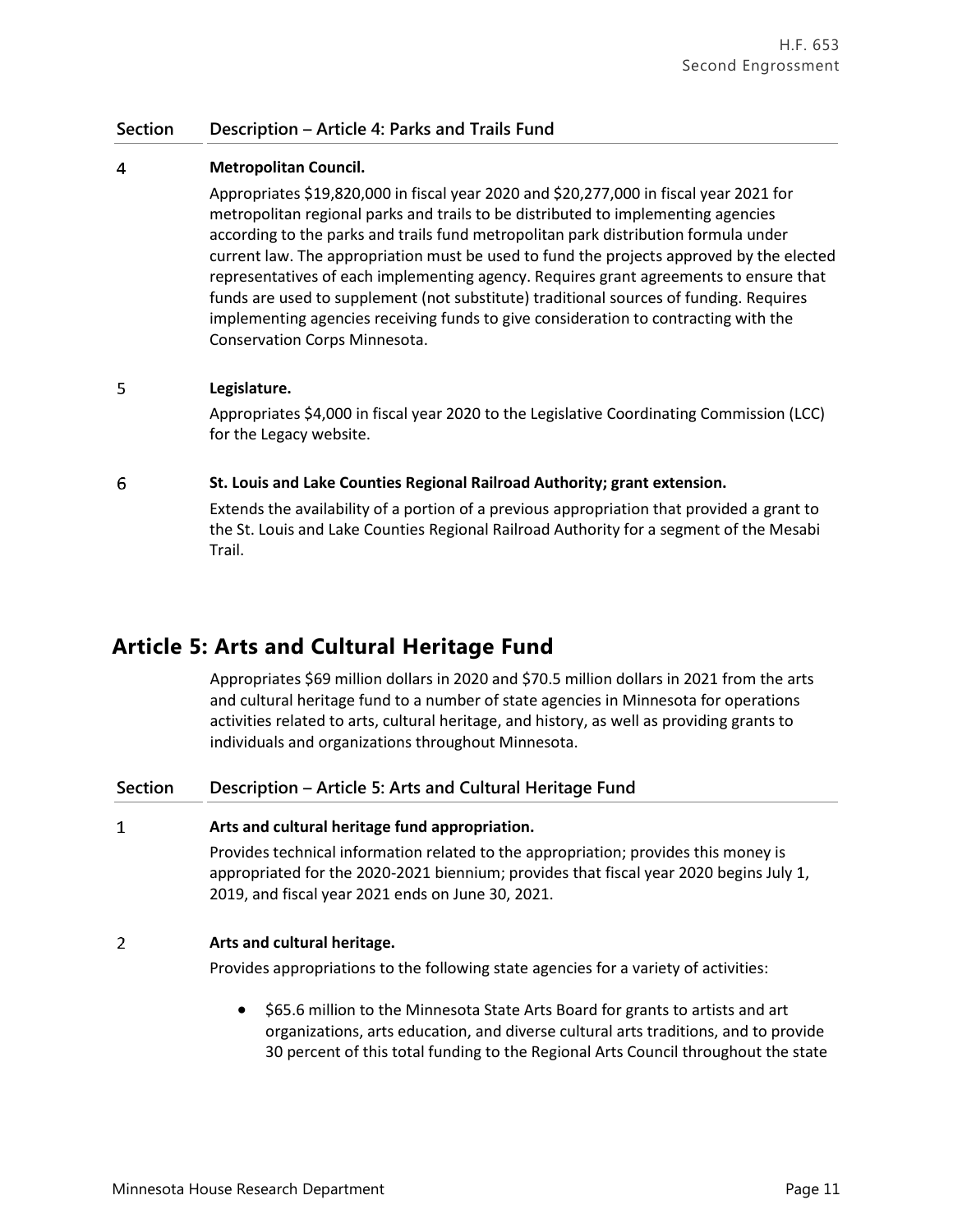| Section | Description – Article 4: Parks and Trails Fund |
|---|---|
| 4 | **Metropolitan Council.** Appropriates $19,820,000 in fiscal year 2020 and $20,277,000 in fiscal year 2021 for metropolitan regional parks and trails to be distributed to implementing agencies according to the parks and trails fund metropolitan park distribution formula under current law. The appropriation must be used to fund the projects approved by the elected representatives of each implementing agency. Requires grant agreements to ensure that funds are used to supplement (not substitute) traditional sources of funding. Requires implementing agencies receiving funds to give consideration to contracting with the Conservation Corps Minnesota. |
| 5 | **Legislature.** Appropriates $4,000 in fiscal year 2020 to the Legislative Coordinating Commission (LCC) for the Legacy website. |
| 6 | **St. Louis and Lake Counties Regional Railroad Authority; grant extension.** Extends the availability of a portion of a previous appropriation that provided a grant to the St. Louis and Lake Counties Regional Railroad Authority for a segment of the Mesabi Trail. |

## Article 5: Arts and Cultural Heritage Fund

Appropriates $69 million dollars in 2020 and $70.5 million dollars in 2021 from the arts and cultural heritage fund to a number of state agencies in Minnesota for operations activities related to arts, cultural heritage, and history, as well as providing grants to individuals and organizations throughout Minnesota.

| Section | Description – Article 5: Arts and Cultural Heritage Fund |
|---|---|
| 1 | **Arts and cultural heritage fund appropriation.** Provides technical information related to the appropriation; provides this money is appropriated for the 2020-2021 biennium; provides that fiscal year 2020 begins July 1, 2019, and fiscal year 2021 ends on June 30, 2021. |
| 2 | **Arts and cultural heritage.** Provides appropriations to the following state agencies for a variety of activities:<br>• $65.6 million to the Minnesota State Arts Board for grants to artists and art organizations, arts education, and diverse cultural arts traditions, and to provide 30 percent of this total funding to the Regional Arts Council throughout the state |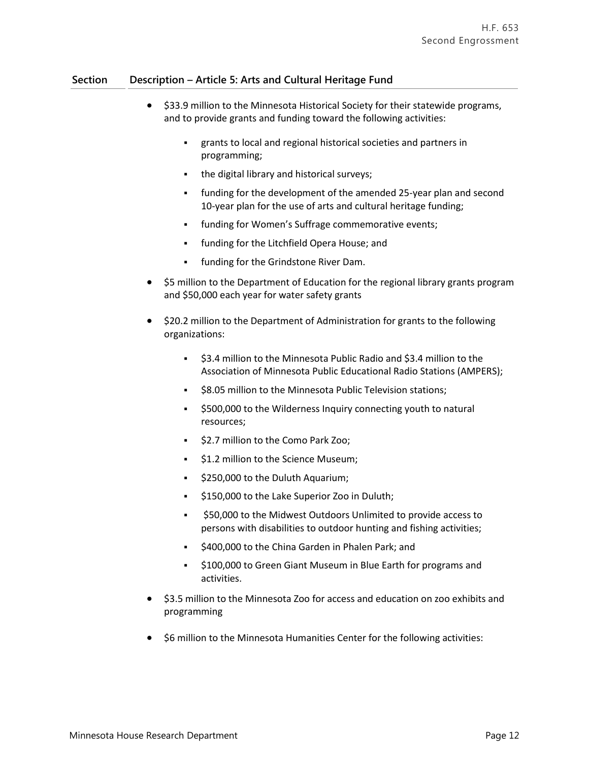| Section | Description – Article 5: Arts and Cultural Heritage Fund |
|---|---|

- $33.9 million to the Minnesota Historical Society for their statewide programs, and to provide grants and funding toward the following activities:
  - grants to local and regional historical societies and partners in programming;
  - the digital library and historical surveys;
  - funding for the development of the amended 25-year plan and second 10-year plan for the use of arts and cultural heritage funding;
  - funding for Women's Suffrage commemorative events;
  - funding for the Litchfield Opera House; and
  - funding for the Grindstone River Dam.
- $5 million to the Department of Education for the regional library grants program and $50,000 each year for water safety grants
- $20.2 million to the Department of Administration for grants to the following organizations:
  - $3.4 million to the Minnesota Public Radio and $3.4 million to the Association of Minnesota Public Educational Radio Stations (AMPERS);
  - $8.05 million to the Minnesota Public Television stations;
  - $500,000 to the Wilderness Inquiry connecting youth to natural resources;
  - $2.7 million to the Como Park Zoo;
  - $1.2 million to the Science Museum;
  - $250,000 to the Duluth Aquarium;
  - $150,000 to the Lake Superior Zoo in Duluth;
  - $50,000 to the Midwest Outdoors Unlimited to provide access to persons with disabilities to outdoor hunting and fishing activities;
  - $400,000 to the China Garden in Phalen Park; and
  - $100,000 to Green Giant Museum in Blue Earth for programs and activities.
- $3.5 million to the Minnesota Zoo for access and education on zoo exhibits and programming
- $6 million to the Minnesota Humanities Center for the following activities: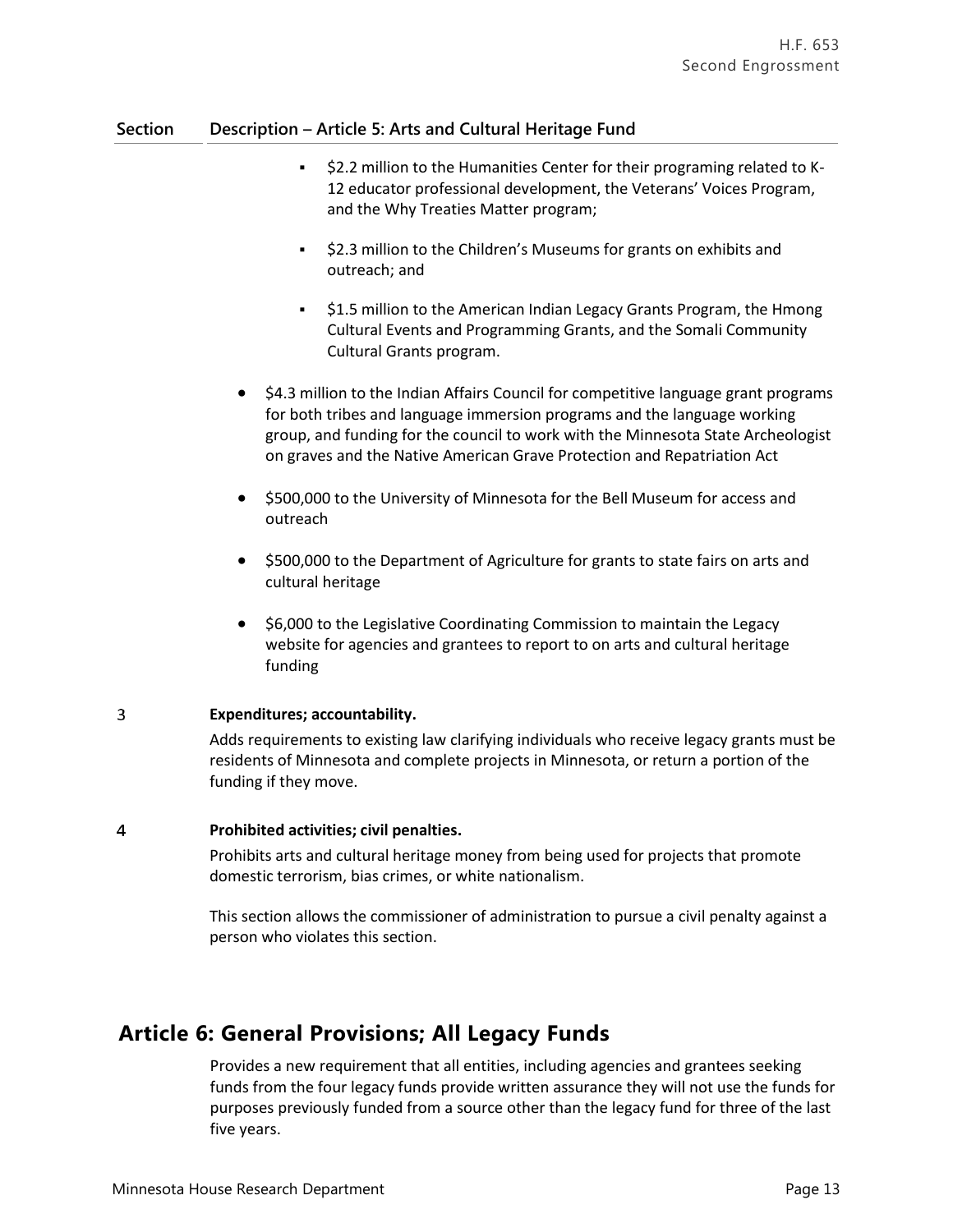| Section | Description – Article 5: Arts and Cultural Heritage Fund |
|---|---|
| | - $2.2 million to the Humanities Center for their programing related to K-12 educator professional development, the Veterans' Voices Program, and the Why Treaties Matter program;<br>- $2.3 million to the Children's Museums for grants on exhibits and outreach; and<br>- $1.5 million to the American Indian Legacy Grants Program, the Hmong Cultural Events and Programming Grants, and the Somali Community Cultural Grants program.<br><br>- $4.3 million to the Indian Affairs Council for competitive language grant programs for both tribes and language immersion programs and the language working group, and funding for the council to work with the Minnesota State Archeologist on graves and the Native American Grave Protection and Repatriation Act<br>- $500,000 to the University of Minnesota for the Bell Museum for access and outreach<br>- $500,000 to the Department of Agriculture for grants to state fairs on arts and cultural heritage<br>- $6,000 to the Legislative Coordinating Commission to maintain the Legacy website for agencies and grantees to report to on arts and cultural heritage funding |
| 3 | **Expenditures; accountability.**<br>Adds requirements to existing law clarifying individuals who receive legacy grants must be residents of Minnesota and complete projects in Minnesota, or return a portion of the funding if they move. |
| 4 | **Prohibited activities; civil penalties.**<br>Prohibits arts and cultural heritage money from being used for projects that promote domestic terrorism, bias crimes, or white nationalism.<br><br>This section allows the commissioner of administration to pursue a civil penalty against a person who violates this section. |

## Article 6: General Provisions; All Legacy Funds

Provides a new requirement that all entities, including agencies and grantees seeking funds from the four legacy funds provide written assurance they will not use the funds for purposes previously funded from a source other than the legacy fund for three of the last five years.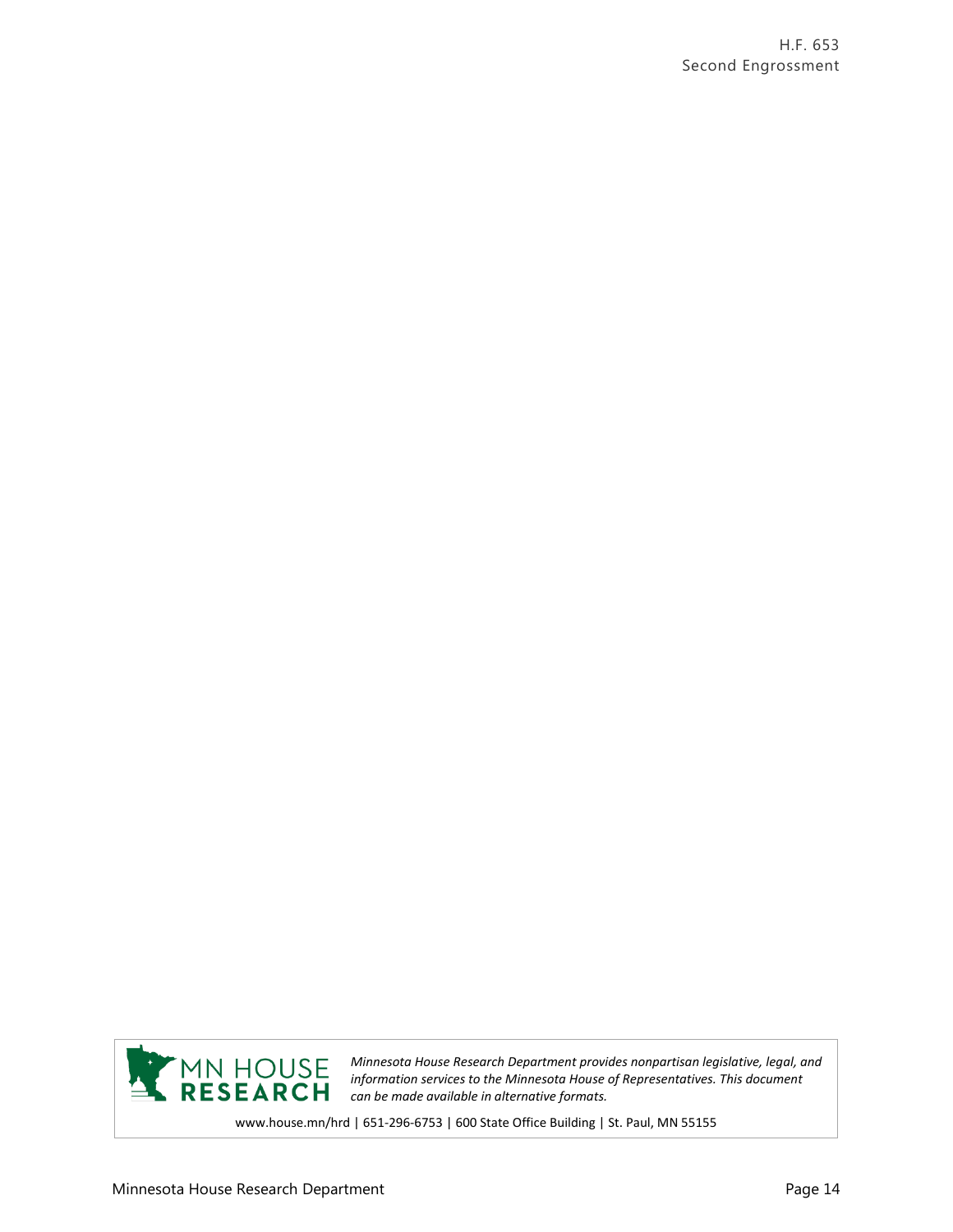MN HOUSE RESEARCH

*Minnesota House Research Department provides nonpartisan legislative, legal, and information services to the Minnesota House of Representatives. This document can be made available in alternative formats.*

www.house.mn/hrd | 651-296-6753 | 600 State Office Building | St. Paul, MN 55155